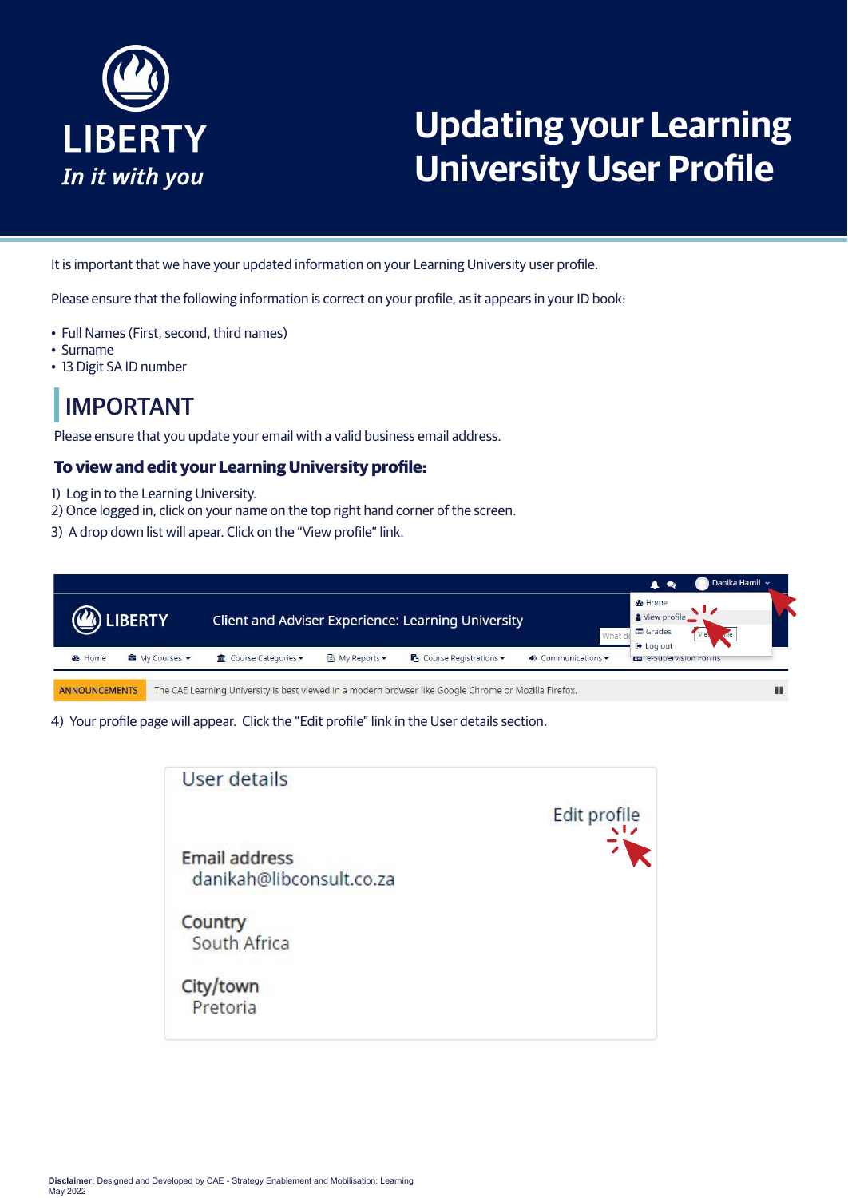# Updating your Learning University User Profile

LIBERTY

*In it with you*

It is important that we have your updated information on your Learning University user profile.

Please ensure that the following information is correct on your profile, as it appears in your ID book:

- Full Names (First, second, third names)
- Surname
- 13 Digit SA ID number

## IMPORTANT

Please ensure that you update your email with a valid business email address.

### To view and edit your Learning University profile:

1) Log in to the Learning University.
2) Once logged in, click on your name on the top right hand corner of the screen.
3) A drop down list will apear. Click on the "View profile" link.

4) Your profile page will appear. Click the "Edit profile" link in the User details section.

Disclaimer: Designed and Developed by CAE - Strategy Enablement and Mobilisation: Learning
May 2022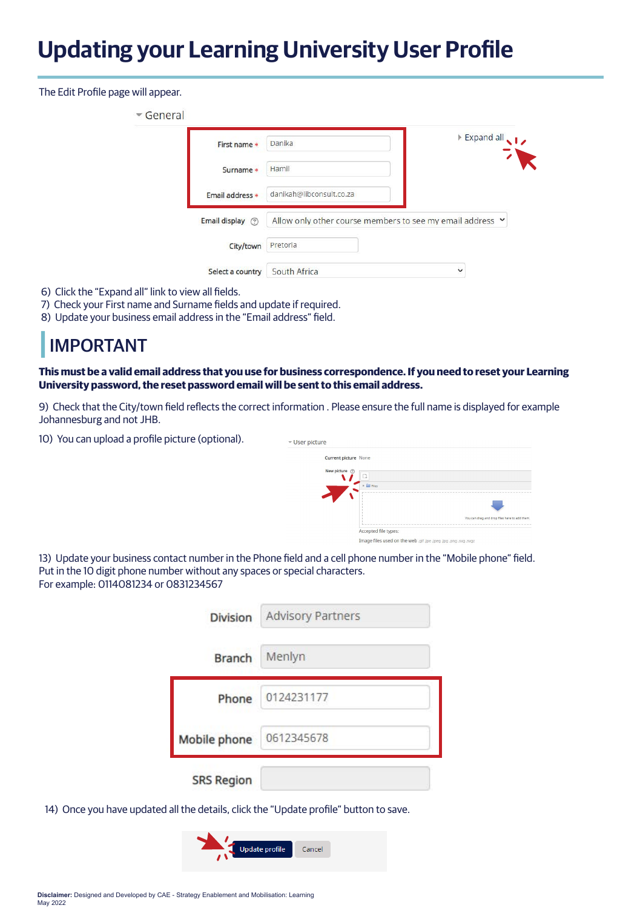# Updating your Learning University User Profile

The Edit Profile page will appear.

General

First name * Danika

Surname * Hamil

Email address * danikah@libconsult.co.za

Expand all

Email display Allow only other course members to see my email address

City/town Pretoria

Select a country South Africa

6) Click the "Expand all" link to view all fields.
7) Check your First name and Surname fields and update if required.
8) Update your business email address in the "Email address" field.

## IMPORTANT

**This must be a valid email address that you use for business correspondence. If you need to reset your Learning University password, the reset password email will be sent to this email address.**

9) Check that the City/town field reflects the correct information . Please ensure the full name is displayed for example Johannesburg and not JHB.

10) You can upload a profile picture (optional).

User picture

Current picture None

New picture

Accepted file types:

Image files used on the web .gif .jpe .jpeg .jpg .png .svg .svgz

13) Update your business contact number in the Phone field and a cell phone number in the "Mobile phone" field. Put in the 10 digit phone number without any spaces or special characters.
For example: 0114081234 or 0831234567

Division Advisory Partners

Branch Menlyn

Phone 0124231177

Mobile phone 0612345678

SRS Region

14) Once you have updated all the details, click the "Update profile" button to save.

Update profile Cancel

**Disclaimer:** Designed and Developed by CAE - Strategy Enablement and Mobilisation: Learning
May 2022